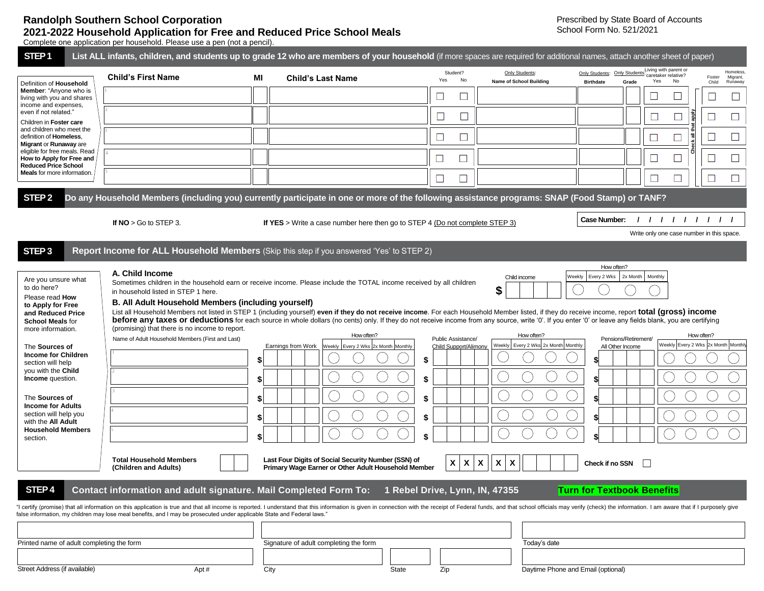# Randolph Southern School Corporation

## 2021-2022 Household Application for Free and Reduced Price School Meals

Prescribed by State Board of Accounts
School Form No. 521/2021

Complete one application per household. Please use a pen (not a pencil).

## STEP 1 List ALL infants, children, and students up to grade 12 who are members of your household (if more spaces are required for additional names, attach another sheet of paper)

Definition of **Household Member**: "Anyone who is living with you and shares income and expenses, even if not related."

Children in **Foster care** and children who meet the definition of **Homeless**, **Migrant** or **Runaway** are eligible for free meals. Read **How to Apply for Free and Reduced Price School Meals** for more information.

| | Child's First Name | MI | Child's Last Name | Student? Yes | Student? No | Only Students: Name of School Building | Only Students: Birthdate | Only Students: Grade | Living with parent or caretaker relative? Yes | Living with parent or caretaker relative? No | Check all that apply: Foster Child | Check all that apply: Homeless, Migrant, Runaway |
|---|---|---|---|---|---|---|---|---|---|---|---|---|
| 1 | | | | ☐ | ☐ | | | | ☐ | ☐ | ☐ | ☐ |
| 2 | | | | ☐ | ☐ | | | | ☐ | ☐ | ☐ | ☐ |
| 3 | | | | ☐ | ☐ | | | | ☐ | ☐ | ☐ | ☐ |
| 4 | | | | ☐ | ☐ | | | | ☐ | ☐ | ☐ | ☐ |
| 5 | | | | ☐ | ☐ | | | | ☐ | ☐ | ☐ | ☐ |

## STEP 2 Do any Household Members (including you) currently participate in one or more of the following assistance programs: SNAP (Food Stamp) or TANF?

**If NO** > Go to STEP 3.

**If YES** > Write a case number here then go to STEP 4 (Do not complete STEP 3)

**Case Number:** / / / / / / / / /

Write only one case number in this space.

## STEP 3 Report Income for ALL Household Members (Skip this step if you answered 'Yes' to STEP 2)

Are you unsure what to do here?

Please read **How to Apply for Free and Reduced Price School Meals** for more information.

The **Sources of Income for Children** section will help you with the **Child Income** question.

The **Sources of Income for Adults** section will help you with the **All Adult Household Members** section.

### A. Child Income

Sometimes children in the household earn or receive income. Please include the TOTAL income received by all children in household listed in STEP 1 here.

Child income $ ______

How often? ◯ Weekly ◯ Every 2 Wks ◯ 2x Month ◯ Monthly

### B. All Adult Household Members (including yourself)

List all Household Members not listed in STEP 1 (including yourself) **even if they do not receive income**. For each Household Member listed, if they do receive income, report **total (gross) income before any taxes or deductions** for each source in whole dollars (no cents) only. If they do not receive income from any source, write '0'. If you enter '0' or leave any fields blank, you are certifying (promising) that there is no income to report.

| | Name of Adult Household Members (First and Last) | Earnings from Work | How often? Weekly | Every 2 Wks | 2x Month | Monthly | Public Assistance/ Child Support/Alimony | How often? Weekly | Every 2 Wks | 2x Month | Monthly | Pensions/Retirement/ All Other Income | How often? Weekly | Every 2 Wks | 2x Month | Monthly |
|---|---|---|---|---|---|---|---|---|---|---|---|---|---|---|---|---|
| 1 | | $ | ◯ | ◯ | ◯ | ◯ | $ | ◯ | ◯ | ◯ | ◯ | $ | ◯ | ◯ | ◯ | ◯ |
| 2 | | $ | ◯ | ◯ | ◯ | ◯ | $ | ◯ | ◯ | ◯ | ◯ | $ | ◯ | ◯ | ◯ | ◯ |
| 3 | | $ | ◯ | ◯ | ◯ | ◯ | $ | ◯ | ◯ | ◯ | ◯ | $ | ◯ | ◯ | ◯ | ◯ |
| 4 | | $ | ◯ | ◯ | ◯ | ◯ | $ | ◯ | ◯ | ◯ | ◯ | $ | ◯ | ◯ | ◯ | ◯ |
| 5 | | $ | ◯ | ◯ | ◯ | ◯ | $ | ◯ | ◯ | ◯ | ◯ | $ | ◯ | ◯ | ◯ | ◯ |

**Total Household Members (Children and Adults)** ______

**Last Four Digits of Social Security Number (SSN) of Primary Wage Earner or Other Adult Household Member** X X X X X ______

**Check if no SSN** ☐

## STEP 4 Contact information and adult signature. Mail Completed Form To: 1 Rebel Drive, Lynn, IN, 47355

**Turn for Textbook Benefits**

"I certify (promise) that all information on this application is true and that all income is reported. I understand that this information is given in connection with the receipt of Federal funds, and that school officials may verify (check) the information. I am aware that if I purposely give false information, my children may lose meal benefits, and I may be prosecuted under applicable State and Federal laws."

| Printed name of adult completing the form | Signature of adult completing the form | Today's date |
|---|---|---|
| | | |

| Street Address (if available) | Apt # | City | State | Zip | Daytime Phone and Email (optional) |
|---|---|---|---|---|---|
| | | | | | |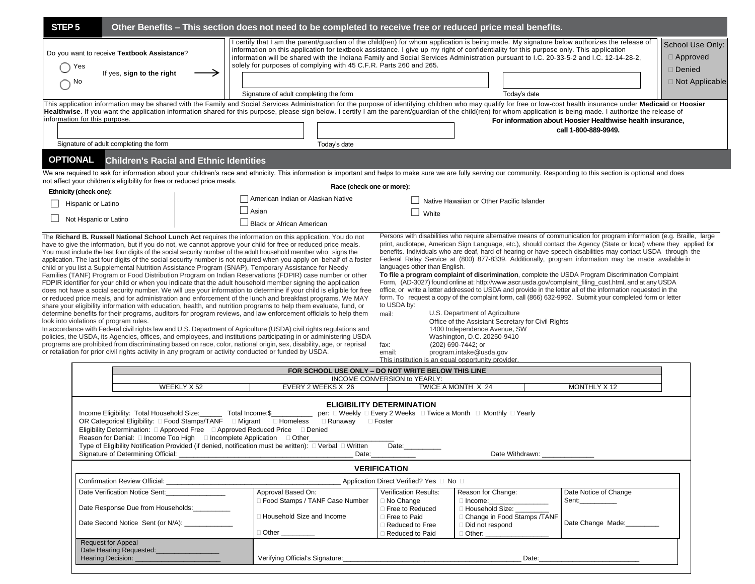## STEP 5 Other Benefits – This section does not need to be completed to receive free or reduced price meal benefits.

Do you want to receive **Textbook Assistance**?

◯ Yes If yes, **sign to the right** ⟶

◯ No

I certify that I am the parent/guardian of the child(ren) for whom application is being made. My signature below authorizes the release of information on this application for textbook assistance. I give up my right of confidentiality for this purpose only. This application information will be shared with the Indiana Family and Social Services Administration pursuant to I.C. 20-33-5-2 and I.C. 12-14-28-2, solely for purposes of complying with 45 C.F.R. Parts 260 and 265.

Signature of adult completing the form ____________________ Today's date ____________

School Use Only:
- ☐ Approved
- ☐ Denied
- ☐ Not Applicable

This application information may be shared with the Family and Social Services Administration for the purpose of identifying children who may qualify for free or low-cost health insurance under **Medicaid** or **Hoosier Healthwise**. If you want the application information shared for this purpose, please sign below. I certify I am the parent/guardian of the child(ren) for whom application is being made. I authorize the release of information for this purpose.

**For information about Hoosier Healthwise health insurance, call 1-800-889-9949.**

Signature of adult completing the form ____________________ Today's date ____________

## OPTIONAL Children's Racial and Ethnic Identities

We are required to ask for information about your children's race and ethnicity. This information is important and helps to make sure we are fully serving our community. Responding to this section is optional and does not affect your children's eligibility for free or reduced price meals.

**Ethnicity (check one):**
- ☐ Hispanic or Latino
- ☐ Not Hispanic or Latino

**Race (check one or more):**
- ☐ American Indian or Alaskan Native
- ☐ Asian
- ☐ Black or African American
- ☐ Native Hawaiian or Other Pacific Islander
- ☐ White

The **Richard B. Russell National School Lunch Act** requires the information on this application. You do not have to give the information, but if you do not, we cannot approve your child for free or reduced price meals. You must include the last four digits of the social security number of the adult household member who signs the application. The last four digits of the social security number is not required when you apply on behalf of a foster child or you list a Supplemental Nutrition Assistance Program (SNAP), Temporary Assistance for Needy Families (TANF) Program or Food Distribution Program on Indian Reservations (FDPIR) case number or other FDPIR identifier for your child or when you indicate that the adult household member signing the application does not have a social security number. We will use your information to determine if your child is eligible for free or reduced price meals, and for administration and enforcement of the lunch and breakfast programs. We MAY share your eligibility information with education, health, and nutrition programs to help them evaluate, fund, or determine benefits for their programs, auditors for program reviews, and law enforcement officials to help them look into violations of program rules.

In accordance with Federal civil rights law and U.S. Department of Agriculture (USDA) civil rights regulations and policies, the USDA, its Agencies, offices, and employees, and institutions participating in or administering USDA programs are prohibited from discriminating based on race, color, national origin, sex, disability, age, or reprisal or retaliation for prior civil rights activity in any program or activity conducted or funded by USDA.

Persons with disabilities who require alternative means of communication for program information (e.g. Braille, large print, audiotape, American Sign Language, etc.), should contact the Agency (State or local) where they applied for benefits. Individuals who are deaf, hard of hearing or have speech disabilities may contact USDA through the Federal Relay Service at (800) 877-8339. Additionally, program information may be made available in languages other than English.

**To file a program complaint of discrimination**, complete the USDA Program Discrimination Complaint Form, (AD-3027) found online at: http://www.ascr.usda.gov/complaint_filing_cust.html, and at any USDA office, or write a letter addressed to USDA and provide in the letter all of the information requested in the form. To request a copy of the complaint form, call (866) 632-9992. Submit your completed form or letter to USDA by:

mail: U.S. Department of Agriculture
Office of the Assistant Secretary for Civil Rights
1400 Independence Avenue, SW
Washington, D.C. 20250-9410

fax: (202) 690-7442; or

email: program.intake@usda.gov

This institution is an equal opportunity provider.

**FOR SCHOOL USE ONLY – DO NOT WRITE BELOW THIS LINE**

| INCOME CONVERSION to YEARLY: | | | |
|---|---|---|---|
| WEEKLY X 52 | EVERY 2 WEEKS X 26 | TWICE A MONTH X 24 | MONTHLY X 12 |

**ELIGIBILITY DETERMINATION**

Income Eligibility: Total Household Size:______ Total Income:$___________ per: ☐ Weekly ☐ Every 2 Weeks ☐ Twice a Month ☐ Monthly ☐ Yearly

OR Categorical Eligibility: ☐ Food Stamps/TANF ☐ Migrant ☐ Homeless ☐ Runaway ☐ Foster

Eligibility Determination: ☐ Approved Free ☐ Approved Reduced Price ☐ Denied

Reason for Denial: ☐ Income Too High ☐ Incomplete Application ☐ Other______________________

Type of Eligibility Notification Provided (if denied, notification must be written): ☐ Verbal ☐ Written Date:__________

Signature of Determining Official: _______________________________________________ Date:___________ Date Withdrawn: _____________

**VERIFICATION**

Confirmation Review Official: _______________________________________________ Application Direct Verified? Yes ☐ No ☐

| Date Verification Notice Sent:_______________ | Approval Based On: | Verification Results: | Reason for Change: | Date Notice of Change Sent:__________ |
|---|---|---|---|---|
| Date Response Due from Households:_________ | ☐ Food Stamps / TANF Case Number | ☐ No Change<br>☐ Free to Reduced | ☐ Income:_______________<br>☐ Household Size: _________ | |
| Date Second Notice Sent (or N/A): ____________ | ☐ Household Size and Income | ☐ Free to Paid<br>☐ Reduced to Free | ☐ Change in Food Stamps /TANF<br>☐ Did not respond | Date Change Made:________ |
| | ☐ Other _________ | ☐ Reduced to Paid | ☐ Other: ________________ | |

Request for Appeal
Date Hearing Requested:________________
Hearing Decision: ______________________

Verifying Official's Signature:_______________________________________________ Date:__________________________